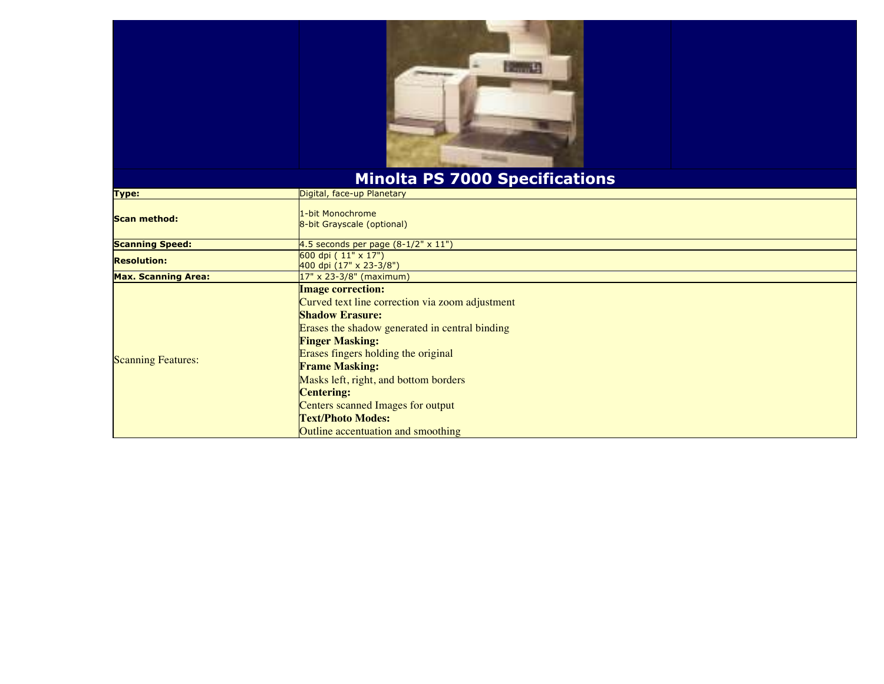# Minolta PS 7000 Specifications

| | |
|---|---|
| **Type:** | Digital, face-up Planetary |
| **Scan method:** | 1-bit Monochrome<br>8-bit Grayscale (optional) |
| **Scanning Speed:** | 4.5 seconds per page (8-1/2" x 11") |
| **Resolution:** | 600 dpi ( 11" x 17")<br>400 dpi (17" x 23-3/8") |
| **Max. Scanning Area:** | 17" x 23-3/8" (maximum) |
| Scanning Features: | **Image correction:**<br>Curved text line correction via zoom adjustment<br>**Shadow Erasure:**<br>Erases the shadow generated in central binding<br>**Finger Masking:**<br>Erases fingers holding the original<br>**Frame Masking:**<br>Masks left, right, and bottom borders<br>**Centering:**<br>Centers scanned Images for output<br>**Text/Photo Modes:**<br>Outline accentuation and smoothing |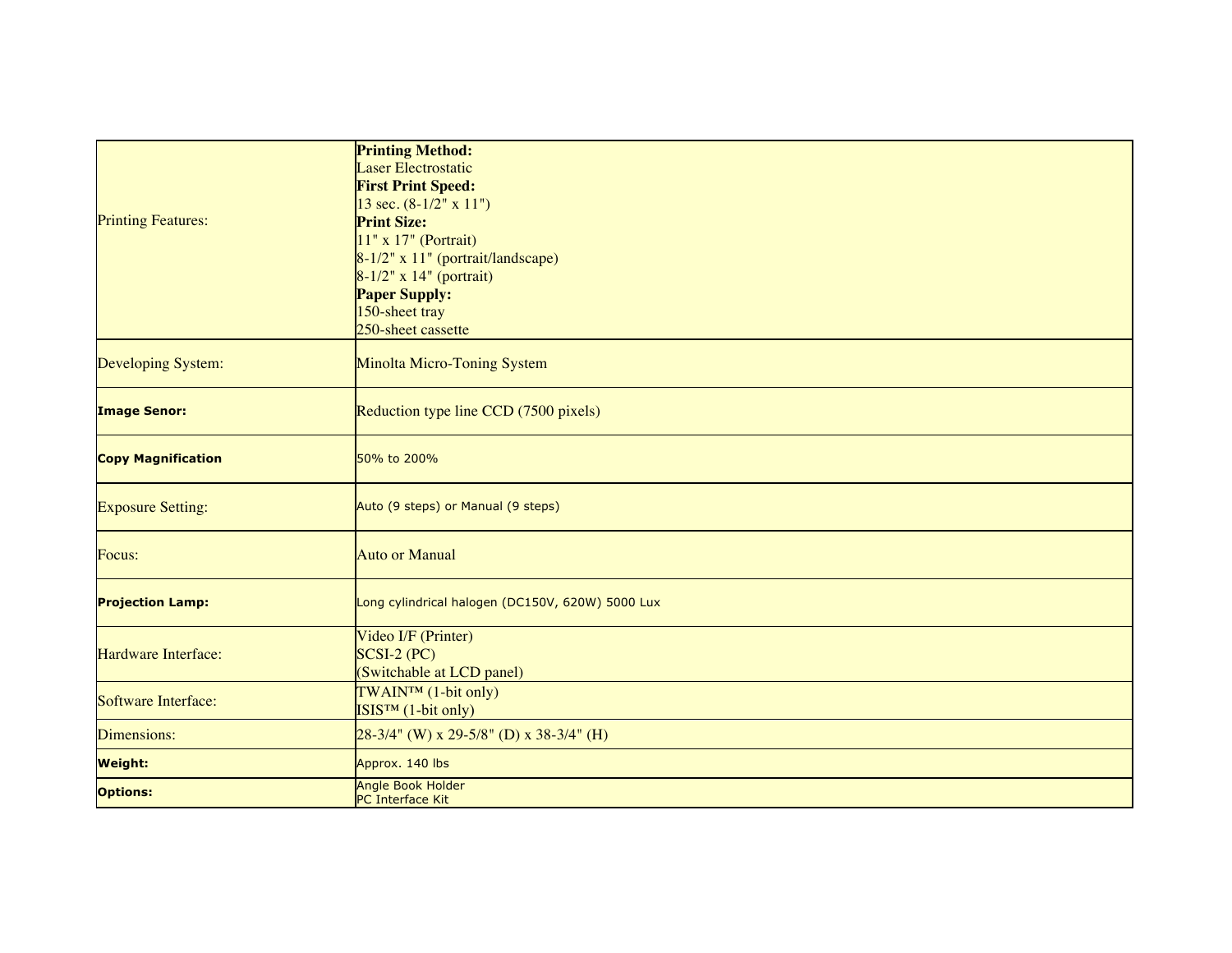| | |
|---|---|
| Printing Features: | **Printing Method:**<br>Laser Electrostatic<br>**First Print Speed:**<br>13 sec. (8-1/2" x 11")<br>**Print Size:**<br>11" x 17" (Portrait)<br>8-1/2" x 11" (portrait/landscape)<br>8-1/2" x 14" (portrait)<br>**Paper Supply:**<br>150-sheet tray<br>250-sheet cassette |
| Developing System: | Minolta Micro-Toning System |
| **Image Senor:** | Reduction type line CCD (7500 pixels) |
| **Copy Magnification** | 50% to 200% |
| Exposure Setting: | Auto (9 steps) or Manual (9 steps) |
| Focus: | Auto or Manual |
| **Projection Lamp:** | Long cylindrical halogen (DC150V, 620W) 5000 Lux |
| Hardware Interface: | Video I/F (Printer)<br>SCSI-2 (PC)<br>(Switchable at LCD panel) |
| Software Interface: | TWAIN™ (1-bit only)<br>ISIS™ (1-bit only) |
| Dimensions: | 28-3/4" (W) x 29-5/8" (D) x 38-3/4" (H) |
| **Weight:** | Approx. 140 lbs |
| **Options:** | Angle Book Holder<br>PC Interface Kit |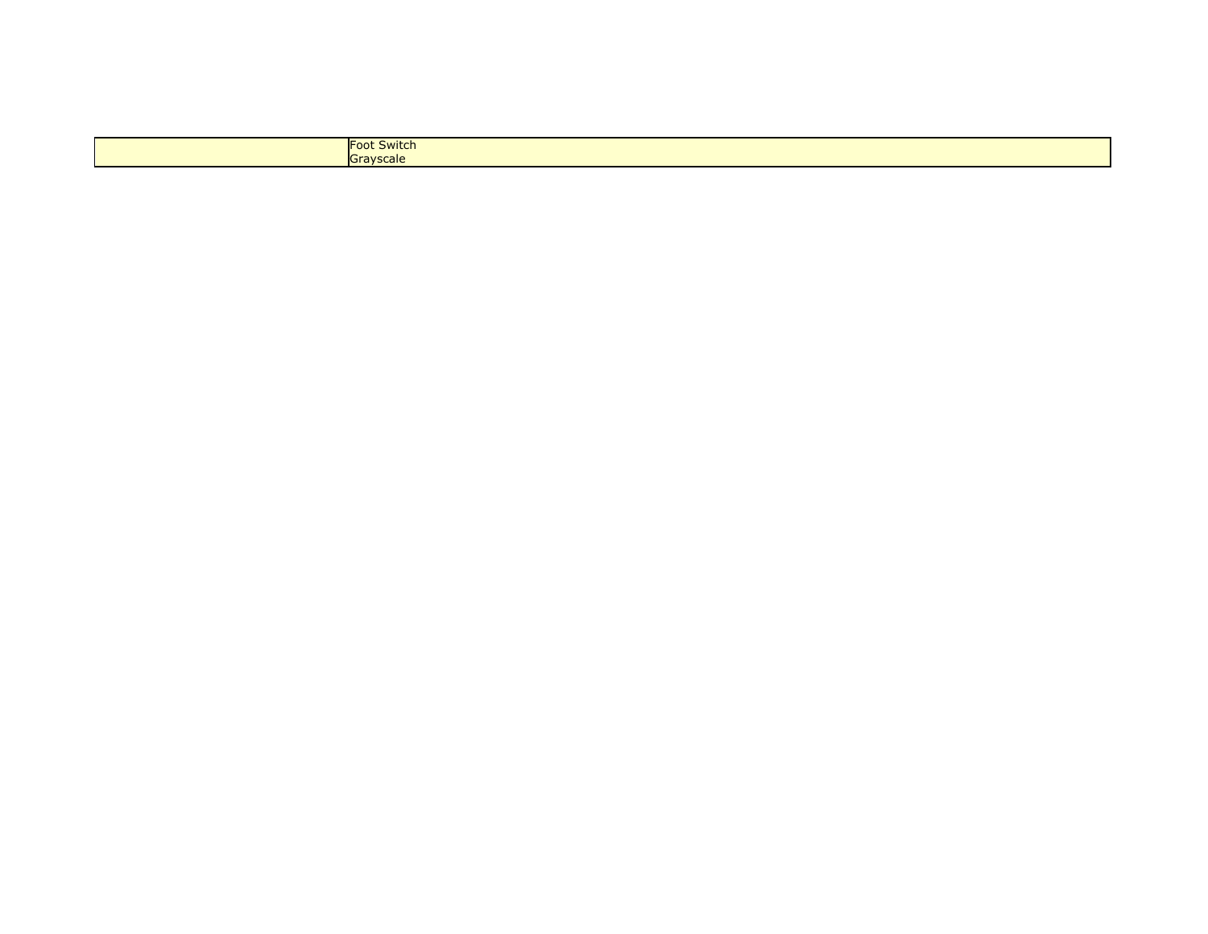| | |
|---|---|
| | Foot Switch<br>Grayscale |